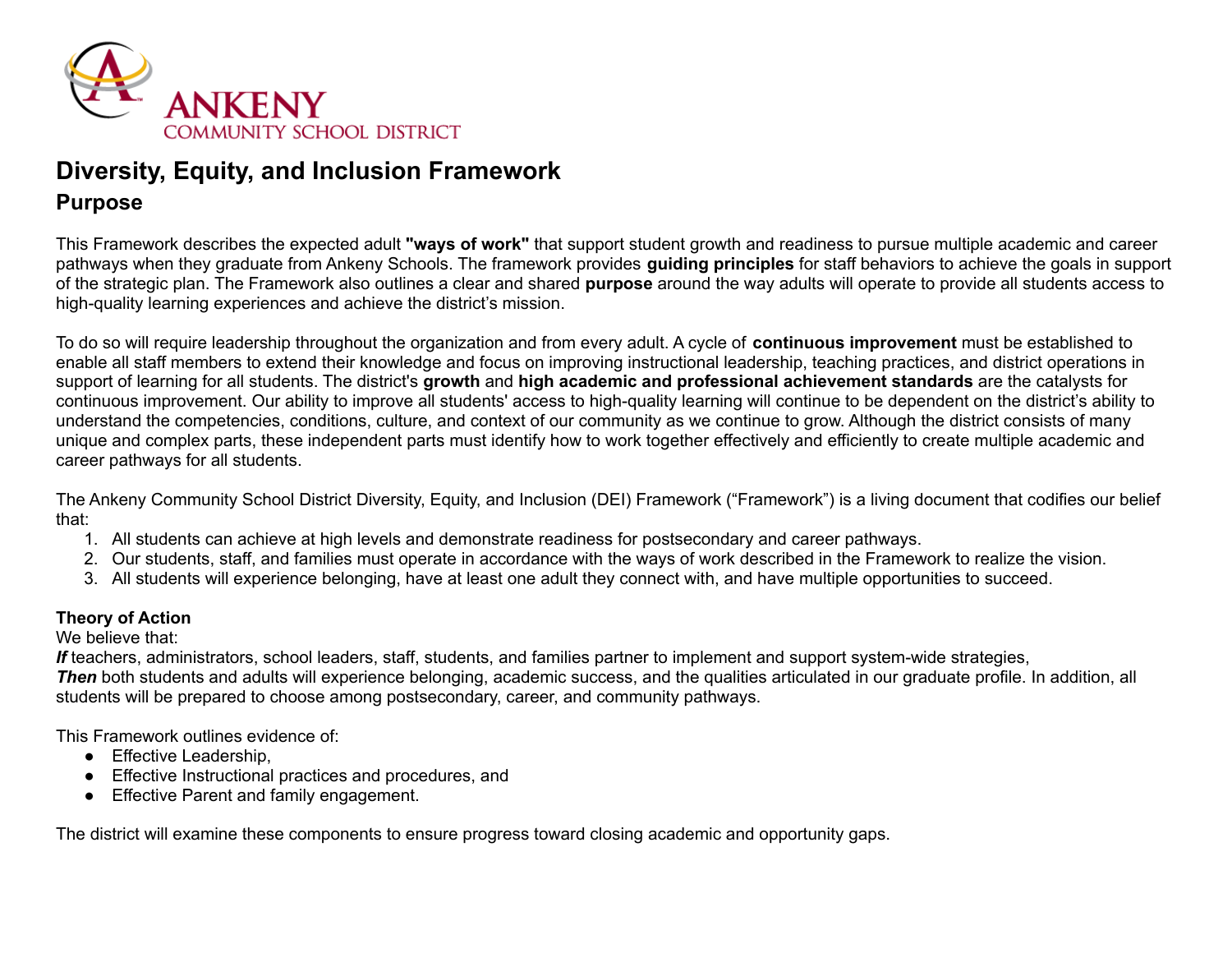ANKENY
COMMUNITY SCHOOL DISTRICT

# Diversity, Equity, and Inclusion Framework

## Purpose

This Framework describes the expected adult **"ways of work"** that support student growth and readiness to pursue multiple academic and career pathways when they graduate from Ankeny Schools. The framework provides **guiding principles** for staff behaviors to achieve the goals in support of the strategic plan. The Framework also outlines a clear and shared **purpose** around the way adults will operate to provide all students access to high-quality learning experiences and achieve the district's mission.

To do so will require leadership throughout the organization and from every adult. A cycle of **continuous improvement** must be established to enable all staff members to extend their knowledge and focus on improving instructional leadership, teaching practices, and district operations in support of learning for all students. The district's **growth** and **high academic and professional achievement standards** are the catalysts for continuous improvement. Our ability to improve all students' access to high-quality learning will continue to be dependent on the district's ability to understand the competencies, conditions, culture, and context of our community as we continue to grow. Although the district consists of many unique and complex parts, these independent parts must identify how to work together effectively and efficiently to create multiple academic and career pathways for all students.

The Ankeny Community School District Diversity, Equity, and Inclusion (DEI) Framework ("Framework") is a living document that codifies our belief that:

1. All students can achieve at high levels and demonstrate readiness for postsecondary and career pathways.
2. Our students, staff, and families must operate in accordance with the ways of work described in the Framework to realize the vision.
3. All students will experience belonging, have at least one adult they connect with, and have multiple opportunities to succeed.

**Theory of Action**

We believe that:

***If*** teachers, administrators, school leaders, staff, students, and families partner to implement and support system-wide strategies,

***Then*** both students and adults will experience belonging, academic success, and the qualities articulated in our graduate profile. In addition, all students will be prepared to choose among postsecondary, career, and community pathways.

This Framework outlines evidence of:

- Effective Leadership,
- Effective Instructional practices and procedures, and
- Effective Parent and family engagement.

The district will examine these components to ensure progress toward closing academic and opportunity gaps.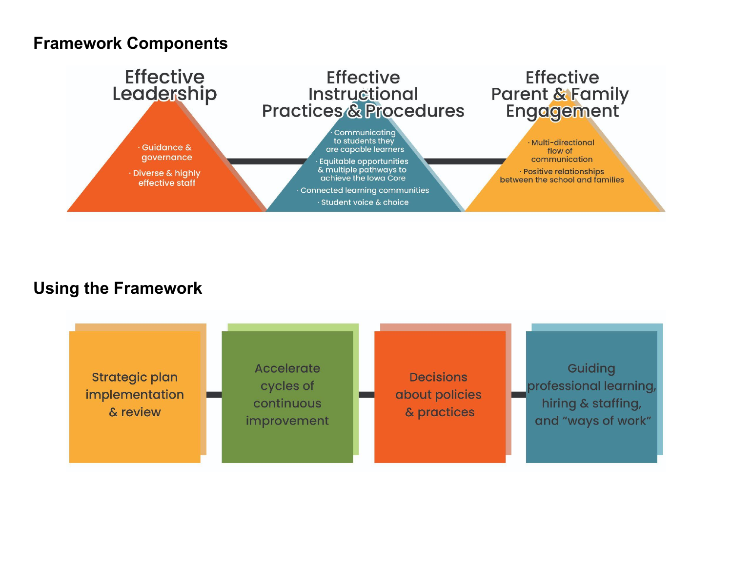## Framework Components

### Effective Leadership

- Guidance & governance
- Diverse & highly effective staff

### Effective Instructional Practices & Procedures

- Communicating to students they are capable learners
- Equitable opportunities & multiple pathways to achieve the Iowa Core
- Connected learning communities
- Student voice & choice

### Effective Parent & Family Engagement

- Multi-directional flow of communication
- Positive relationships between the school and families

## Using the Framework

- Strategic plan implementation & review
- Accelerate cycles of continuous improvement
- Decisions about policies & practices
- Guiding professional learning, hiring & staffing, and "ways of work"